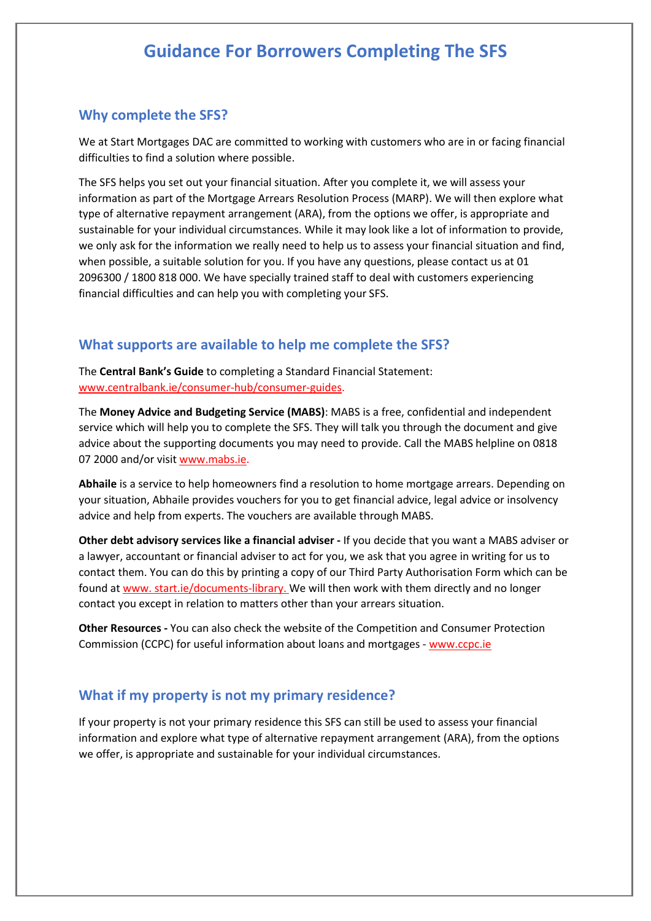# Guidance For Borrowers Completing The SFS

## Why complete the SFS?

We at Start Mortgages DAC are committed to working with customers who are in or facing financial difficulties to find a solution where possible.

The SFS helps you set out your financial situation. After you complete it, we will assess your information as part of the Mortgage Arrears Resolution Process (MARP). We will then explore what type of alternative repayment arrangement (ARA), from the options we offer, is appropriate and sustainable for your individual circumstances. While it may look like a lot of information to provide, we only ask for the information we really need to help us to assess your financial situation and find, when possible, a suitable solution for you. If you have any questions, please contact us at 01 2096300 / 1800 818 000. We have specially trained staff to deal with customers experiencing financial difficulties and can help you with completing your SFS.

## What supports are available to help me complete the SFS?

The **Central Bank's Guide** to completing a Standard Financial Statement: www.centralbank.ie/consumer-hub/consumer-guides.

The **Money Advice and Budgeting Service (MABS)**: MABS is a free, confidential and independent service which will help you to complete the SFS. They will talk you through the document and give advice about the supporting documents you may need to provide. Call the MABS helpline on 0818 07 2000 and/or visit www.mabs.ie.

**Abhaile** is a service to help homeowners find a resolution to home mortgage arrears. Depending on your situation, Abhaile provides vouchers for you to get financial advice, legal advice or insolvency advice and help from experts. The vouchers are available through MABS.

**Other debt advisory services like a financial adviser -** If you decide that you want a MABS adviser or a lawyer, accountant or financial adviser to act for you, we ask that you agree in writing for us to contact them. You can do this by printing a copy of our Third Party Authorisation Form which can be found at www. start.ie/documents-library. We will then work with them directly and no longer contact you except in relation to matters other than your arrears situation.

**Other Resources -** You can also check the website of the Competition and Consumer Protection Commission (CCPC) for useful information about loans and mortgages - www.ccpc.ie

## What if my property is not my primary residence?

If your property is not your primary residence this SFS can still be used to assess your financial information and explore what type of alternative repayment arrangement (ARA), from the options we offer, is appropriate and sustainable for your individual circumstances.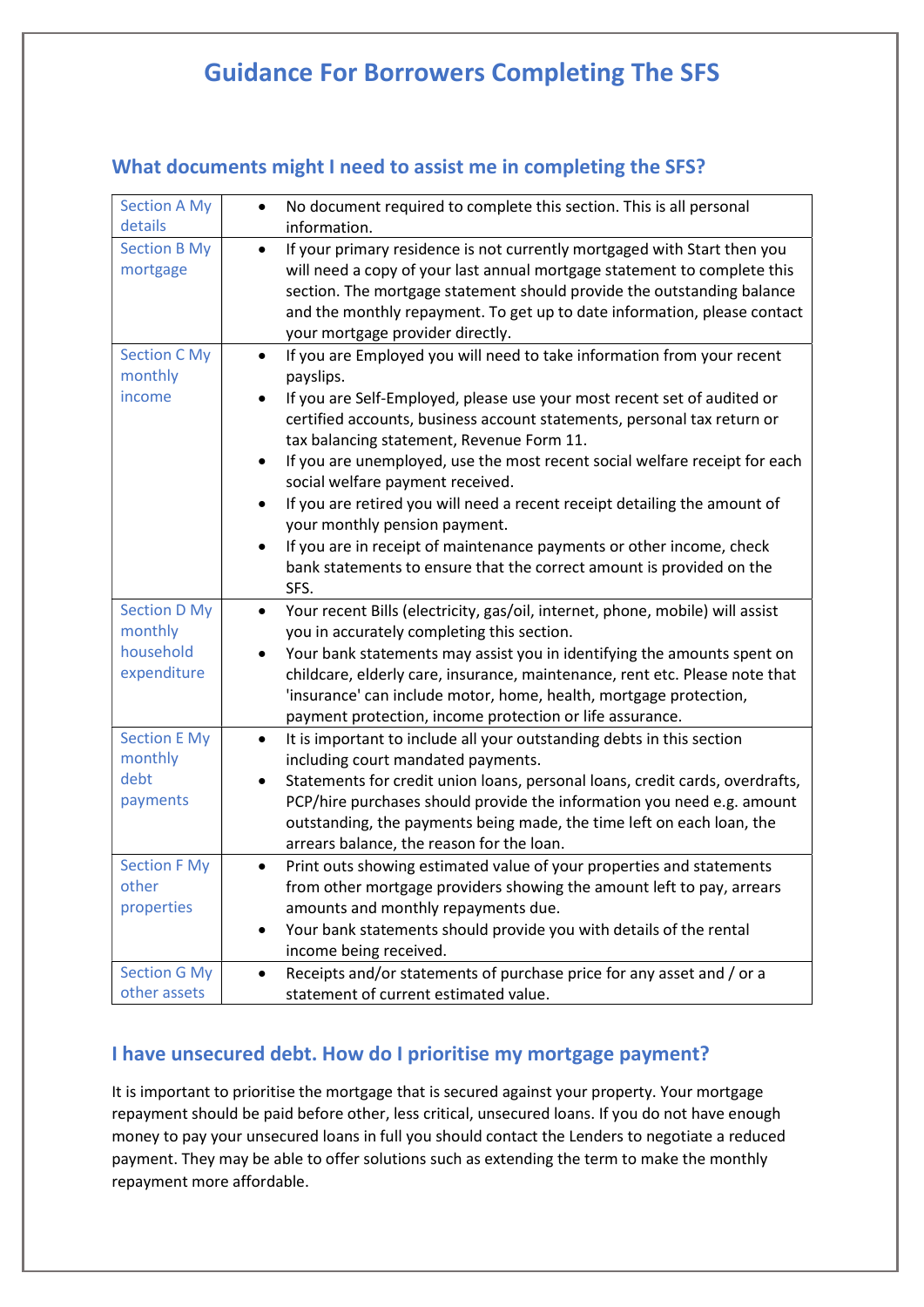# Guidance For Borrowers Completing The SFS

## What documents might I need to assist me in completing the SFS?

| Section | Guidance |
|---|---|
| Section A My details | • No document required to complete this section. This is all personal information. |
| Section B My mortgage | • If your primary residence is not currently mortgaged with Start then you will need a copy of your last annual mortgage statement to complete this section. The mortgage statement should provide the outstanding balance and the monthly repayment. To get up to date information, please contact your mortgage provider directly. |
| Section C My monthly income | • If you are Employed you will need to take information from your recent payslips.<br>• If you are Self-Employed, please use your most recent set of audited or certified accounts, business account statements, personal tax return or tax balancing statement, Revenue Form 11.<br>• If you are unemployed, use the most recent social welfare receipt for each social welfare payment received.<br>• If you are retired you will need a recent receipt detailing the amount of your monthly pension payment.<br>• If you are in receipt of maintenance payments or other income, check bank statements to ensure that the correct amount is provided on the SFS. |
| Section D My monthly household expenditure | • Your recent Bills (electricity, gas/oil, internet, phone, mobile) will assist you in accurately completing this section.<br>• Your bank statements may assist you in identifying the amounts spent on childcare, elderly care, insurance, maintenance, rent etc. Please note that 'insurance' can include motor, home, health, mortgage protection, payment protection, income protection or life assurance. |
| Section E My monthly debt payments | • It is important to include all your outstanding debts in this section including court mandated payments.<br>• Statements for credit union loans, personal loans, credit cards, overdrafts, PCP/hire purchases should provide the information you need e.g. amount outstanding, the payments being made, the time left on each loan, the arrears balance, the reason for the loan. |
| Section F My other properties | • Print outs showing estimated value of your properties and statements from other mortgage providers showing the amount left to pay, arrears amounts and monthly repayments due.<br>• Your bank statements should provide you with details of the rental income being received. |
| Section G My other assets | • Receipts and/or statements of purchase price for any asset and / or a statement of current estimated value. |

## I have unsecured debt. How do I prioritise my mortgage payment?

It is important to prioritise the mortgage that is secured against your property. Your mortgage repayment should be paid before other, less critical, unsecured loans. If you do not have enough money to pay your unsecured loans in full you should contact the Lenders to negotiate a reduced payment. They may be able to offer solutions such as extending the term to make the monthly repayment more affordable.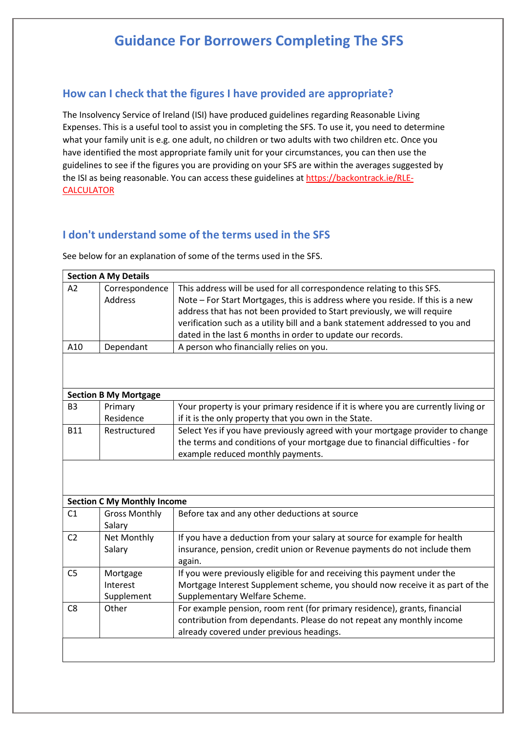# Guidance For Borrowers Completing The SFS

## How can I check that the figures I have provided are appropriate?

The Insolvency Service of Ireland (ISI) have produced guidelines regarding Reasonable Living Expenses. This is a useful tool to assist you in completing the SFS. To use it, you need to determine what your family unit is e.g. one adult, no children or two adults with two children etc. Once you have identified the most appropriate family unit for your circumstances, you can then use the guidelines to see if the figures you are providing on your SFS are within the averages suggested by the ISI as being reasonable. You can access these guidelines at https://backontrack.ie/RLE-CALCULATOR

## I don't understand some of the terms used in the SFS

See below for an explanation of some of the terms used in the SFS.

| **Section A My Details** | | |
|---|---|---|
| A2 | Correspondence Address | This address will be used for all correspondence relating to this SFS. Note – For Start Mortgages, this is address where you reside. If this is a new address that has not been provided to Start previously, we will require verification such as a utility bill and a bank statement addressed to you and dated in the last 6 months in order to update our records. |
| A10 | Dependant | A person who financially relies on you. |
| | | |
| **Section B My Mortgage** | | |
| B3 | Primary Residence | Your property is your primary residence if it is where you are currently living or if it is the only property that you own in the State. |
| B11 | Restructured | Select Yes if you have previously agreed with your mortgage provider to change the terms and conditions of your mortgage due to financial difficulties - for example reduced monthly payments. |
| | | |
| **Section C My Monthly Income** | | |
| C1 | Gross Monthly Salary | Before tax and any other deductions at source |
| C2 | Net Monthly Salary | If you have a deduction from your salary at source for example for health insurance, pension, credit union or Revenue payments do not include them again. |
| C5 | Mortgage Interest Supplement | If you were previously eligible for and receiving this payment under the Mortgage Interest Supplement scheme, you should now receive it as part of the Supplementary Welfare Scheme. |
| C8 | Other | For example pension, room rent (for primary residence), grants, financial contribution from dependants. Please do not repeat any monthly income already covered under previous headings. |
| | | |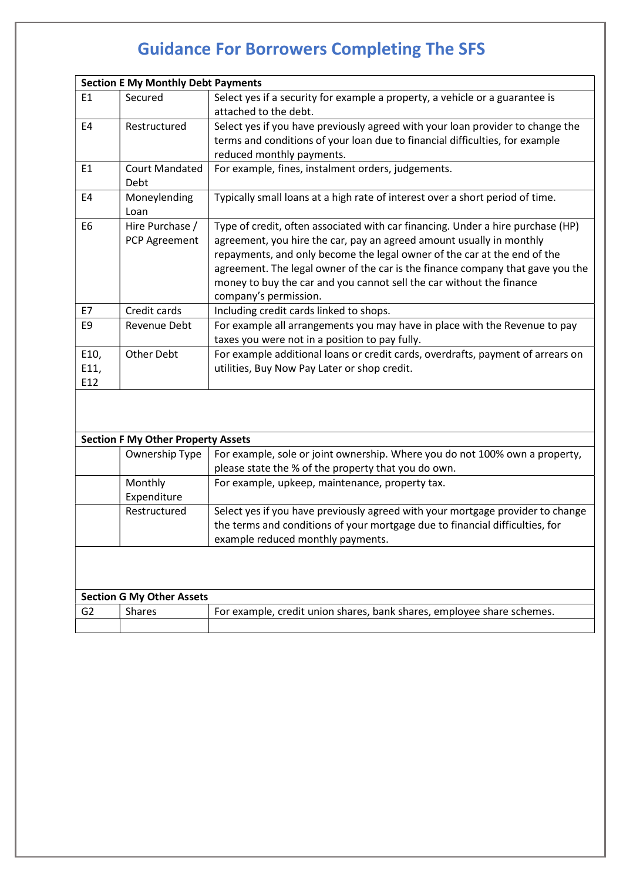# Guidance For Borrowers Completing The SFS

| | | |
|---|---|---|
| **Section E My Monthly Debt Payments** | | |
| E1 | Secured | Select yes if a security for example a property, a vehicle or a guarantee is attached to the debt. |
| E4 | Restructured | Select yes if you have previously agreed with your loan provider to change the terms and conditions of your loan due to financial difficulties, for example reduced monthly payments. |
| E1 | Court Mandated Debt | For example, fines, instalment orders, judgements. |
| E4 | Moneylending Loan | Typically small loans at a high rate of interest over a short period of time. |
| E6 | Hire Purchase / PCP Agreement | Type of credit, often associated with car financing. Under a hire purchase (HP) agreement, you hire the car, pay an agreed amount usually in monthly repayments, and only become the legal owner of the car at the end of the agreement. The legal owner of the car is the finance company that gave you the money to buy the car and you cannot sell the car without the finance company's permission. |
| E7 | Credit cards | Including credit cards linked to shops. |
| E9 | Revenue Debt | For example all arrangements you may have in place with the Revenue to pay taxes you were not in a position to pay fully. |
| E10, E11, E12 | Other Debt | For example additional loans or credit cards, overdrafts, payment of arrears on utilities, Buy Now Pay Later or shop credit. |

| | | |
|---|---|---|
| **Section F My Other Property Assets** | | |
| | Ownership Type | For example, sole or joint ownership. Where you do not 100% own a property, please state the % of the property that you do own. |
| | Monthly Expenditure | For example, upkeep, maintenance, property tax. |
| | Restructured | Select yes if you have previously agreed with your mortgage provider to change the terms and conditions of your mortgage due to financial difficulties, for example reduced monthly payments. |

| | | |
|---|---|---|
| **Section G My Other Assets** | | |
| G2 | Shares | For example, credit union shares, bank shares, employee share schemes. |
| | | |